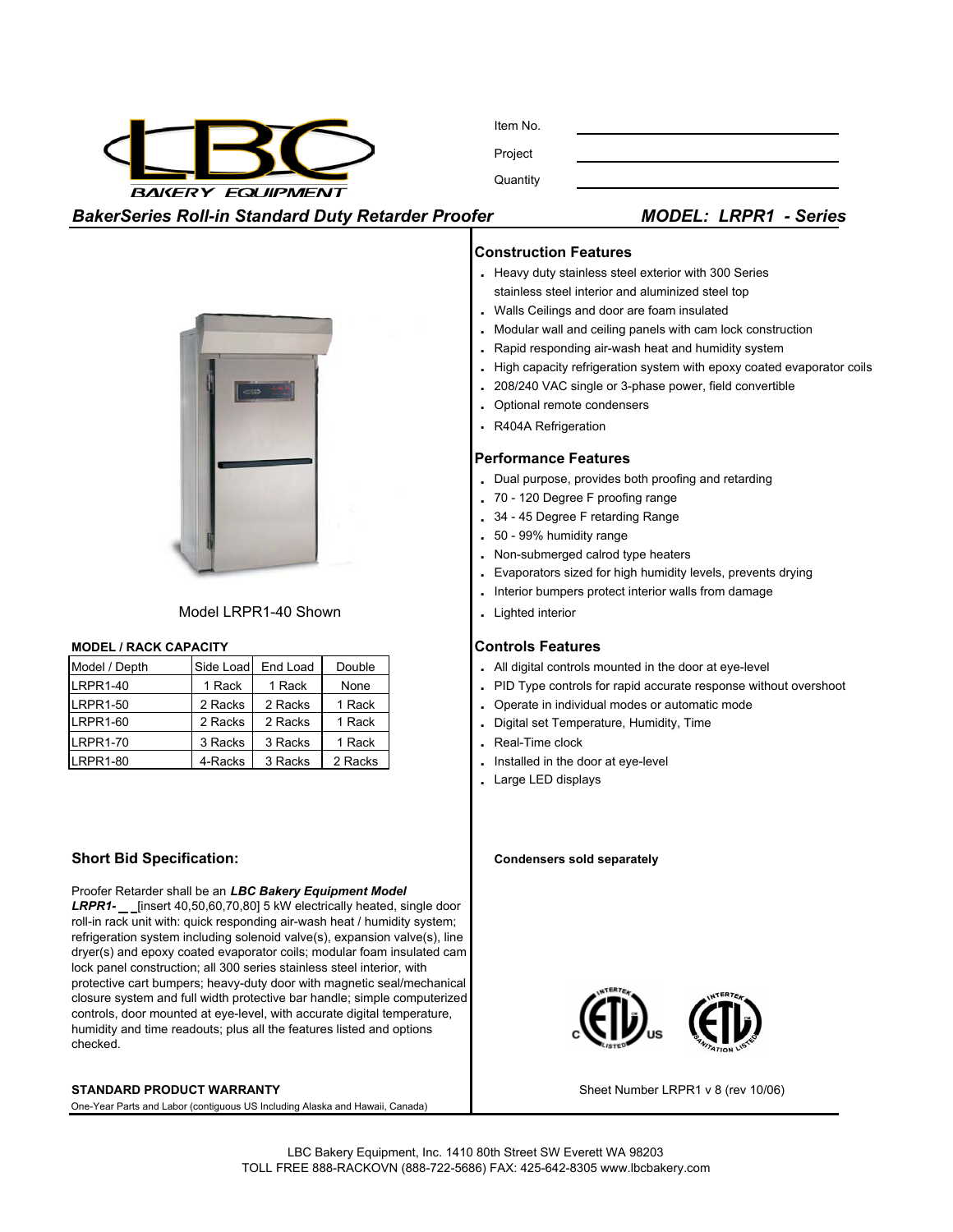LBC BAKERY EQUIPMENT

Item No. ____________________

Project ____________________

Quantity ____________________

## *BakerSeries Roll-in Standard Duty Retarder Proofer* — *MODEL: LRPR1 - Series*

Model LRPR1-40 Shown

**MODEL / RACK CAPACITY**

| Model / Depth | Side Load | End Load | Double |
|---|---|---|---|
| LRPR1-40 | 1 Rack | 1 Rack | None |
| LRPR1-50 | 2 Racks | 2 Racks | 1 Rack |
| LRPR1-60 | 2 Racks | 2 Racks | 1 Rack |
| LRPR1-70 | 3 Racks | 3 Racks | 1 Rack |
| LRPR1-80 | 4-Racks | 3 Racks | 2 Racks |

### Construction Features

- Heavy duty stainless steel exterior with 300 Series stainless steel interior and aluminized steel top
- Walls Ceilings and door are foam insulated
- Modular wall and ceiling panels with cam lock construction
- Rapid responding air-wash heat and humidity system
- High capacity refrigeration system with epoxy coated evaporator coils
- 208/240 VAC single or 3-phase power, field convertible
- Optional remote condensers
- R404A Refrigeration

### Performance Features

- Dual purpose, provides both proofing and retarding
- 70 - 120 Degree F proofing range
- 34 - 45 Degree F retarding Range
- 50 - 99% humidity range
- Non-submerged calrod type heaters
- Evaporators sized for high humidity levels, prevents drying
- Interior bumpers protect interior walls from damage
- Lighted interior

### Controls Features

- All digital controls mounted in the door at eye-level
- PID Type controls for rapid accurate response without overshoot
- Operate in individual modes or automatic mode
- Digital set Temperature, Humidity, Time
- Real-Time clock
- Installed in the door at eye-level
- Large LED displays

**Condensers sold separately**

### Short Bid Specification:

Proofer Retarder shall be an ***LBC Bakery Equipment Model LRPR1- __*** [insert 40,50,60,70,80] 5 kW electrically heated, single door roll-in rack unit with: quick responding air-wash heat / humidity system; refrigeration system including solenoid valve(s), expansion valve(s), line dryer(s) and epoxy coated evaporator coils; modular foam insulated cam lock panel construction; all 300 series stainless steel interior, with protective cart bumpers; heavy-duty door with magnetic seal/mechanical closure system and full width protective bar handle; simple computerized controls, door mounted at eye-level, with accurate digital temperature, humidity and time readouts; plus all the features listed and options checked.

**STANDARD PRODUCT WARRANTY**

One-Year Parts and Labor (contiguous US Including Alaska and Hawaii, Canada)

Sheet Number LRPR1 v 8 (rev 10/06)

LBC Bakery Equipment, Inc. 1410 80th Street SW Everett WA 98203
TOLL FREE 888-RACKOVN (888-722-5686) FAX: 425-642-8305 www.lbcbakery.com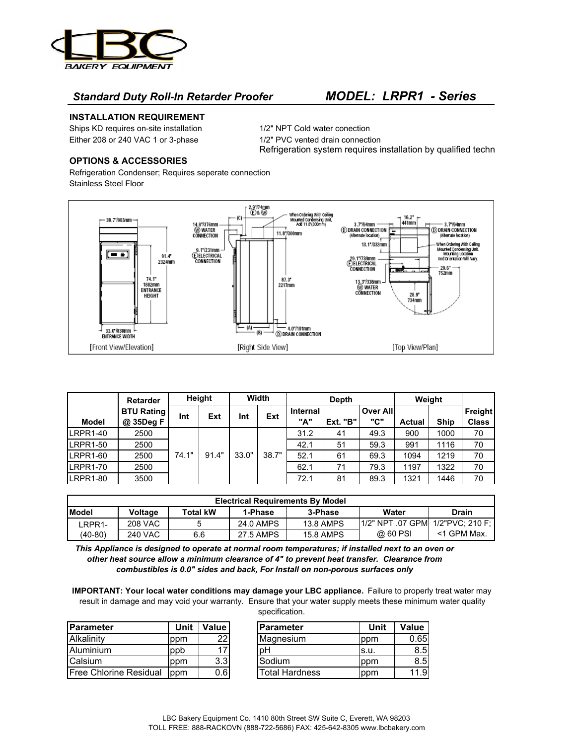LBC BAKERY EQUIPMENT

*Standard Duty Roll-In Retarder Proofer* ***MODEL: LRPR1 - Series***

**INSTALLATION REQUIREMENT**

Ships KD requires on-site installation
Either 208 or 240 VAC 1 or 3-phase

1/2" NPT Cold water conection
1/2" PVC vented drain connection
Refrigeration system requires installation by qualified techn

**OPTIONS & ACCESSORIES**

Refrigeration Condenser; Requires seperate connection
Stainless Steel Floor

38.7"/983mm
91.4" 2324mm
74.1" 1882mm ENTRANCE HEIGHT
33.0"/838mm ENTRANCE WIDTH
[Front View/Elevation]

2.9"/74mm (E) & (W)
When Ordering With Ceiling Mounted Condensing Unit, Add 11.8"(300mm)
14.8"/376mm (W) WATER CONNECTION
9.1"/231mm (E) ELECTRICAL CONNECTION
(C)
11.8"/300mm
87.3" 2217mm
(A)
(B)
4.0"/101mm (D) DRAIN CONNECTION
[Right Side View]

16.2" 441mm
3.7"/94mm (D) DRAIN CONNECTION (Alternate location)
3.7"/94mm (D) DRAIN CONNECTION (Alternate location)
13.1"/333mm
When Ordering With Ceiling Mounted Condensing Unit, Mounting Location And Orientation Will Vary.
29.1"/739mm (E) ELECTRICAL CONNECTION
29.6" 752mm
13.3"/338mm (W) WATER CONNECTION
28.9" 734mm
[Top View/Plan]

| Model | Retarder BTU Rating @ 35Deg F | Height | | Width | | Depth | | | Weight | | Freight Class |
|---|---|---|---|---|---|---|---|---|---|---|---|
| | | Int | Ext | Int | Ext | Internal "A" | Ext. "B" | Over All "C" | Actual | Ship | |
| LRPR1-40 | 2500 | 74.1" | 91.4" | 33.0" | 38.7" | 31.2 | 41 | 49.3 | 900 | 1000 | 70 |
| LRPR1-50 | 2500 | | | | | 42.1 | 51 | 59.3 | 991 | 1116 | 70 |
| LRPR1-60 | 2500 | | | | | 52.1 | 61 | 69.3 | 1094 | 1219 | 70 |
| LRPR1-70 | 2500 | | | | | 62.1 | 71 | 79.3 | 1197 | 1322 | 70 |
| LRPR1-80 | 3500 | | | | | 72.1 | 81 | 89.3 | 1321 | 1446 | 70 |

| Electrical Requirements By Model | | | | | | |
|---|---|---|---|---|---|---|
| Model | Voltage | Total kW | 1-Phase | 3-Phase | Water | Drain |
| LRPR1- (40-80) | 208 VAC | 5 | 24.0 AMPS | 13.8 AMPS | 1/2" NPT .07 GPM @ 60 PSI | 1/2"PVC; 210 F; <1 GPM Max. |
| | 240 VAC | 6.6 | 27.5 AMPS | 15.8 AMPS | | |

***This Appliance is designed to operate at normal room temperatures; if installed next to an oven or other heat source allow a minimum clearance of 4" to prevent heat transfer. Clearance from combustibles is 0.0" sides and back, For Install on non-porous surfaces only***

**IMPORTANT: Your local water conditions may damage your LBC appliance.** Failure to properly treat water may result in damage and may void your warranty. Ensure that your water supply meets these minimum water quality specification.

| Parameter | Unit | Value |
|---|---|---|
| Alkalinity | ppm | 22 |
| Aluminium | ppb | 17 |
| Calsium | ppm | 3.3 |
| Free Chlorine Residual | ppm | 0.6 |

| Parameter | Unit | Value |
|---|---|---|
| Magnesium | ppm | 0.65 |
| pH | s.u. | 8.5 |
| Sodium | ppm | 8.5 |
| Total Hardness | ppm | 11.9 |

LBC Bakery Equipment Co. 1410 80th Street SW Suite C, Everett, WA 98203
TOLL FREE: 888-RACKOVN (888-722-5686) FAX: 425-642-8305 www.lbcbakery.com